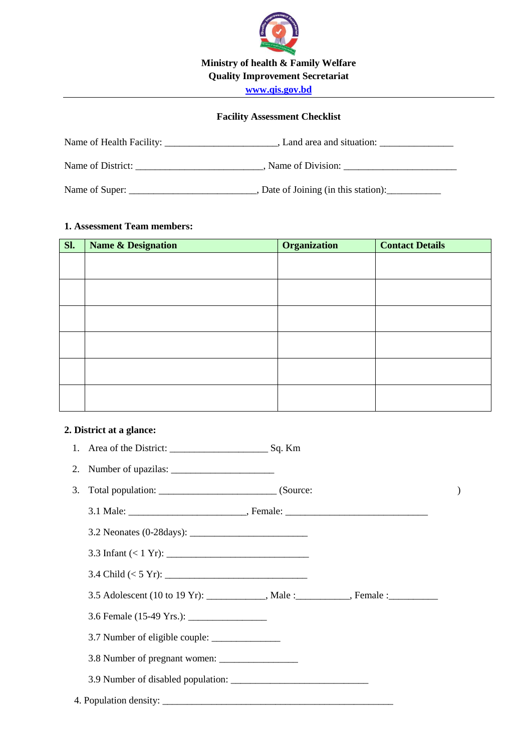**Ministry of health & Family Welfare**
**Quality Improvement Secretariat**
**www.qis.gov.bd**

---

## Facility Assessment Checklist

Name of Health Facility: ______________________, Land area and situation: ______________

Name of District: _________________________, Name of Division: ______________________

Name of Super: _________________________, Date of Joining (in this station):__________

### 1. Assessment Team members:

| Sl. | Name & Designation | Organization | Contact Details |
|---|---|---|---|
| | | | |
| | | | |
| | | | |
| | | | |
| | | | |
| | | | |

### 2. District at a glance:

1. Area of the District: ___________________ Sq. Km
2. Number of upazilas: ____________________
3. Total population: _______________________ (Source: )

   3.1 Male: _______________________, Female: ____________________________

   3.2 Neonates (0-28days): _______________________

   3.3 Infant (< 1 Yr): ____________________________

   3.4 Child (< 5 Yr): ____________________________

   3.5 Adolescent (10 to 19 Yr): ___________, Male :__________, Female :_________

   3.6 Female (15-49 Yrs.): _______________

   3.7 Number of eligible couple: _____________

   3.8 Number of pregnant women: _______________

   3.9 Number of disabled population: ___________________________

4. Population density: _____________________________________________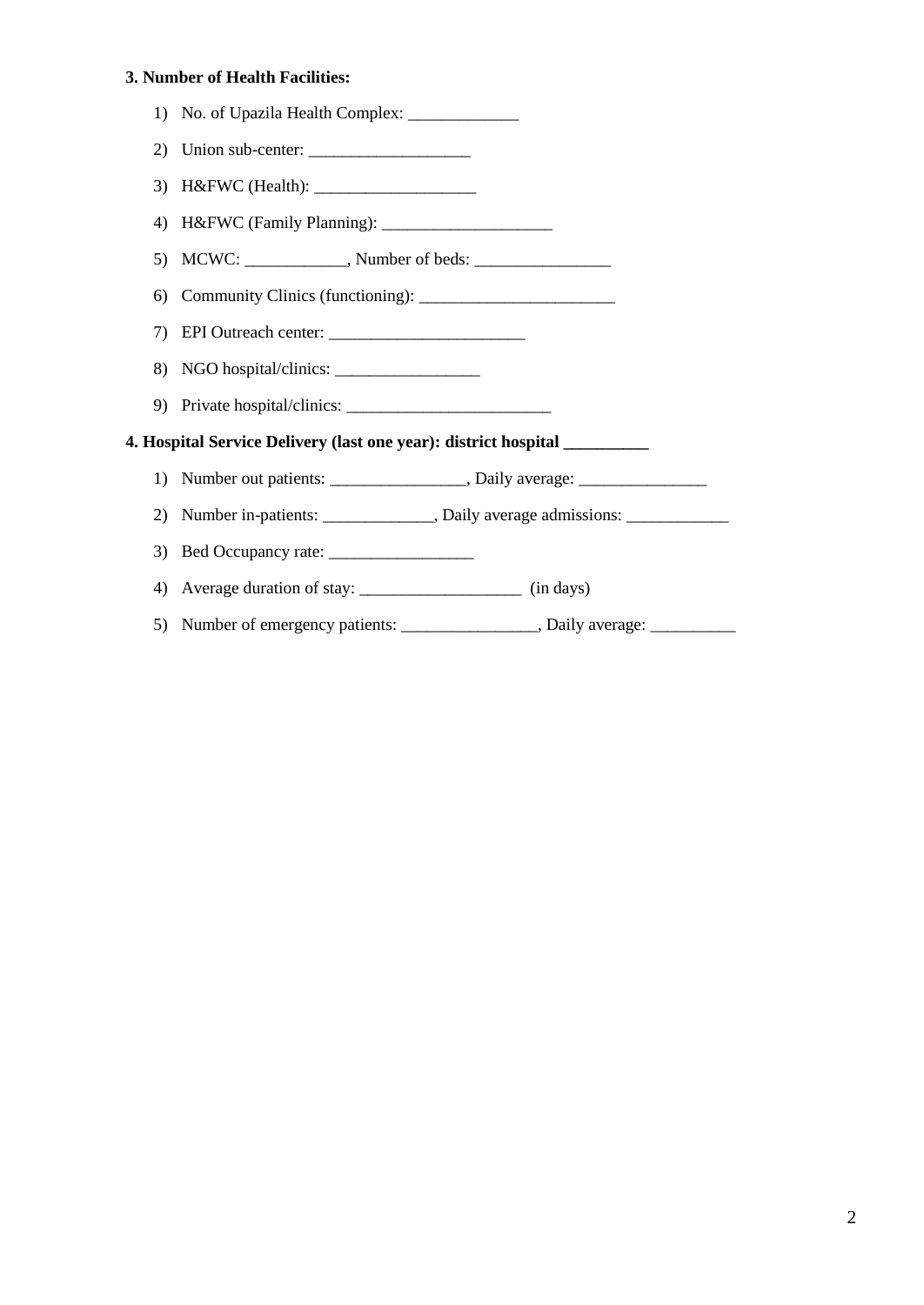**3. Number of Health Facilities:**

1) No. of Upazila Health Complex: _____________
2) Union sub-center: ___________________
3) H&FWC (Health): ___________________
4) H&FWC (Family Planning): ____________________
5) MCWC: ____________, Number of beds: ________________
6) Community Clinics (functioning): _______________________
7) EPI Outreach center: _______________________
8) NGO hospital/clinics: _________________
9) Private hospital/clinics: ________________________

**4. Hospital Service Delivery (last one year): district hospital __________**

1) Number out patients: ________________, Daily average: _______________
2) Number in-patients: _____________, Daily average admissions: ____________
3) Bed Occupancy rate: _________________
4) Average duration of stay: ___________________ (in days)
5) Number of emergency patients: ________________, Daily average: __________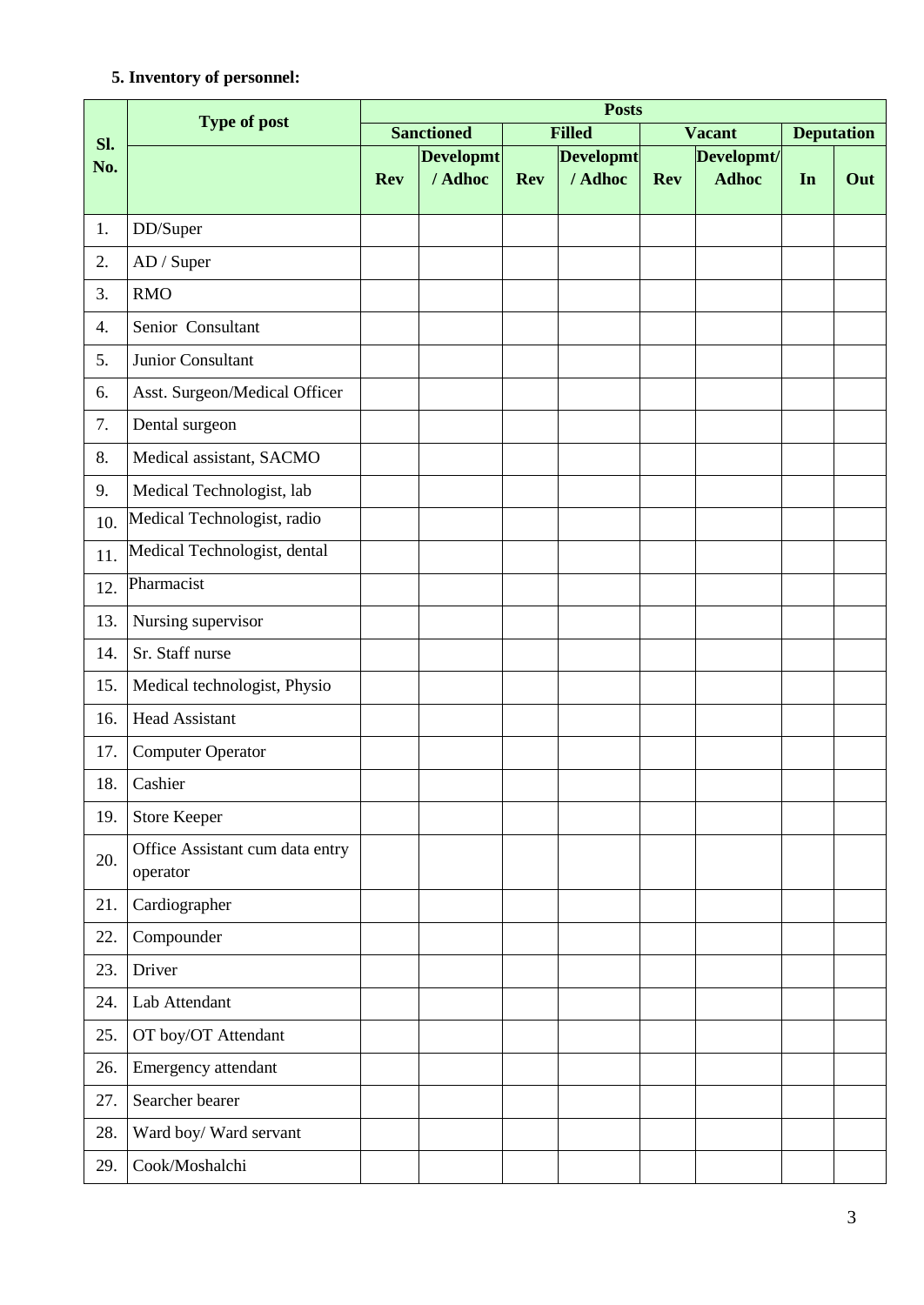**5. Inventory of personnel:**

| Sl. No. | Type of post | Posts | | | | | | | |
|---|---|---|---|---|---|---|---|---|---|
| | | Sanctioned | | Filled | | Vacant | | Deputation | |
| | | Rev | Developmt / Adhoc | Rev | Developmt / Adhoc | Rev | Developmt/ Adhoc | In | Out |
| 1. | DD/Super | | | | | | | | |
| 2. | AD / Super | | | | | | | | |
| 3. | RMO | | | | | | | | |
| 4. | Senior Consultant | | | | | | | | |
| 5. | Junior Consultant | | | | | | | | |
| 6. | Asst. Surgeon/Medical Officer | | | | | | | | |
| 7. | Dental surgeon | | | | | | | | |
| 8. | Medical assistant, SACMO | | | | | | | | |
| 9. | Medical Technologist, lab | | | | | | | | |
| 10. | Medical Technologist, radio | | | | | | | | |
| 11. | Medical Technologist, dental | | | | | | | | |
| 12. | Pharmacist | | | | | | | | |
| 13. | Nursing supervisor | | | | | | | | |
| 14. | Sr. Staff nurse | | | | | | | | |
| 15. | Medical technologist, Physio | | | | | | | | |
| 16. | Head Assistant | | | | | | | | |
| 17. | Computer Operator | | | | | | | | |
| 18. | Cashier | | | | | | | | |
| 19. | Store Keeper | | | | | | | | |
| 20. | Office Assistant cum data entry operator | | | | | | | | |
| 21. | Cardiographer | | | | | | | | |
| 22. | Compounder | | | | | | | | |
| 23. | Driver | | | | | | | | |
| 24. | Lab Attendant | | | | | | | | |
| 25. | OT boy/OT Attendant | | | | | | | | |
| 26. | Emergency attendant | | | | | | | | |
| 27. | Searcher bearer | | | | | | | | |
| 28. | Ward boy/ Ward servant | | | | | | | | |
| 29. | Cook/Moshalchi | | | | | | | | |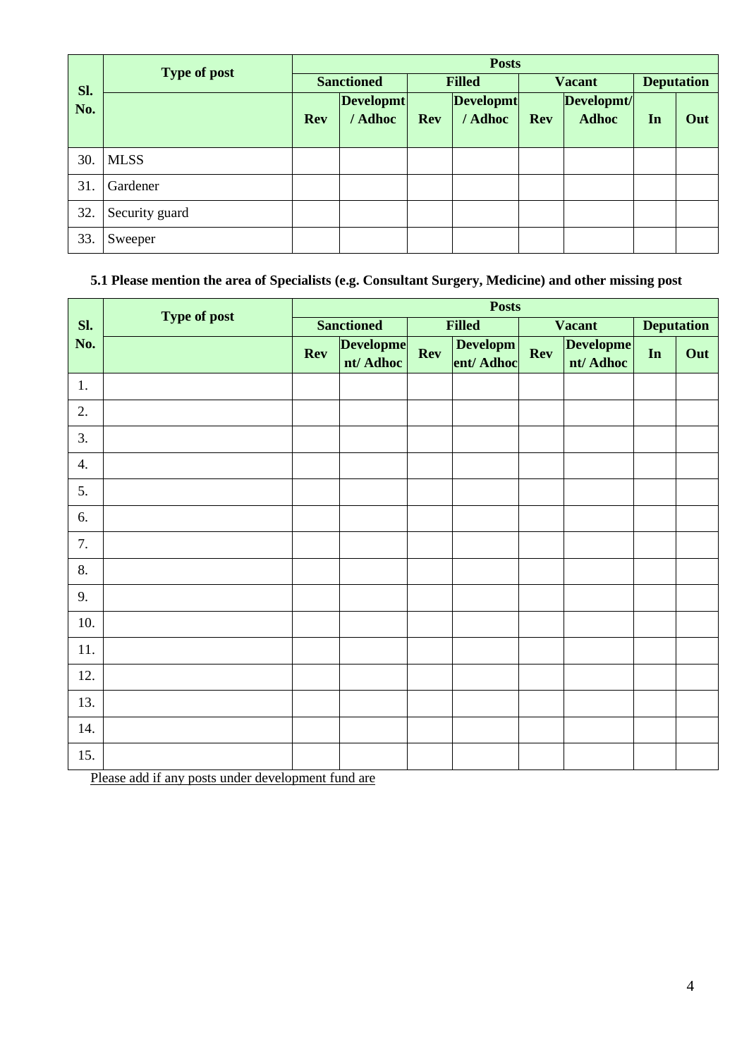| Sl. No. | Type of post | Posts | | | | | | | |
|---|---|---|---|---|---|---|---|---|---|
| | | Sanctioned | | Filled | | Vacant | | Deputation | |
| | | Rev | Developmt / Adhoc | Rev | Developmt / Adhoc | Rev | Developmt/ Adhoc | In | Out |
| 30. | MLSS | | | | | | | | |
| 31. | Gardener | | | | | | | | |
| 32. | Security guard | | | | | | | | |
| 33. | Sweeper | | | | | | | | |

**5.1 Please mention the area of Specialists (e.g. Consultant Surgery, Medicine) and other missing post**

| Sl. No. | Type of post | Posts | | | | | | | |
|---|---|---|---|---|---|---|---|---|---|
| | | Sanctioned | | Filled | | Vacant | | Deputation | |
| | | Rev | Development/ Adhoc | Rev | Development/ Adhoc | Rev | Development/ Adhoc | In | Out |
| 1. | | | | | | | | | |
| 2. | | | | | | | | | |
| 3. | | | | | | | | | |
| 4. | | | | | | | | | |
| 5. | | | | | | | | | |
| 6. | | | | | | | | | |
| 7. | | | | | | | | | |
| 8. | | | | | | | | | |
| 9. | | | | | | | | | |
| 10. | | | | | | | | | |
| 11. | | | | | | | | | |
| 12. | | | | | | | | | |
| 13. | | | | | | | | | |
| 14. | | | | | | | | | |
| 15. | | | | | | | | | |

Please add if any posts under development fund are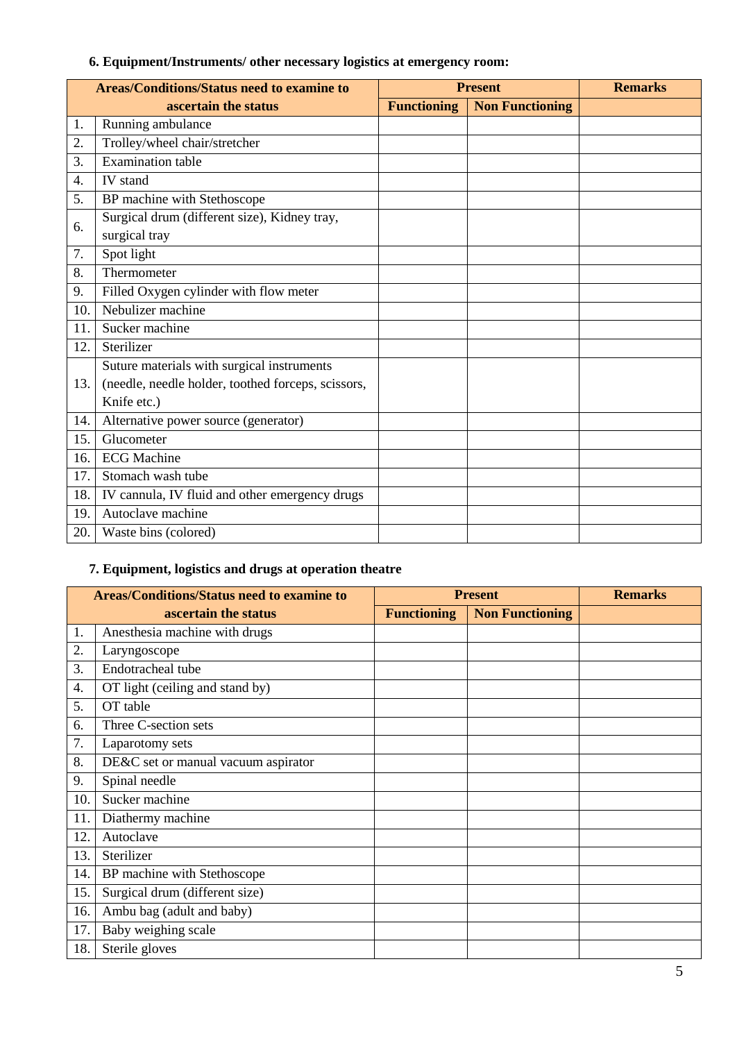**6. Equipment/Instruments/ other necessary logistics at emergency room:**

| Areas/Conditions/Status need to examine to ascertain the status | | Present | | Remarks |
|---|---|---|---|---|
| | | Functioning | Non Functioning | |
| 1. | Running ambulance | | | |
| 2. | Trolley/wheel chair/stretcher | | | |
| 3. | Examination table | | | |
| 4. | IV stand | | | |
| 5. | BP machine with Stethoscope | | | |
| 6. | Surgical drum (different size), Kidney tray, surgical tray | | | |
| 7. | Spot light | | | |
| 8. | Thermometer | | | |
| 9. | Filled Oxygen cylinder with flow meter | | | |
| 10. | Nebulizer machine | | | |
| 11. | Sucker machine | | | |
| 12. | Sterilizer | | | |
| 13. | Suture materials with surgical instruments (needle, needle holder, toothed forceps, scissors, Knife etc.) | | | |
| 14. | Alternative power source (generator) | | | |
| 15. | Glucometer | | | |
| 16. | ECG Machine | | | |
| 17. | Stomach wash tube | | | |
| 18. | IV cannula, IV fluid and other emergency drugs | | | |
| 19. | Autoclave machine | | | |
| 20. | Waste bins (colored) | | | |

**7. Equipment, logistics and drugs at operation theatre**

| Areas/Conditions/Status need to examine to ascertain the status | | Present | | Remarks |
|---|---|---|---|---|
| | | Functioning | Non Functioning | |
| 1. | Anesthesia machine with drugs | | | |
| 2. | Laryngoscope | | | |
| 3. | Endotracheal tube | | | |
| 4. | OT light (ceiling and stand by) | | | |
| 5. | OT table | | | |
| 6. | Three C-section sets | | | |
| 7. | Laparotomy sets | | | |
| 8. | DE&C set or manual vacuum aspirator | | | |
| 9. | Spinal needle | | | |
| 10. | Sucker machine | | | |
| 11. | Diathermy machine | | | |
| 12. | Autoclave | | | |
| 13. | Sterilizer | | | |
| 14. | BP machine with Stethoscope | | | |
| 15. | Surgical drum (different size) | | | |
| 16. | Ambu bag (adult and baby) | | | |
| 17. | Baby weighing scale | | | |
| 18. | Sterile gloves | | | |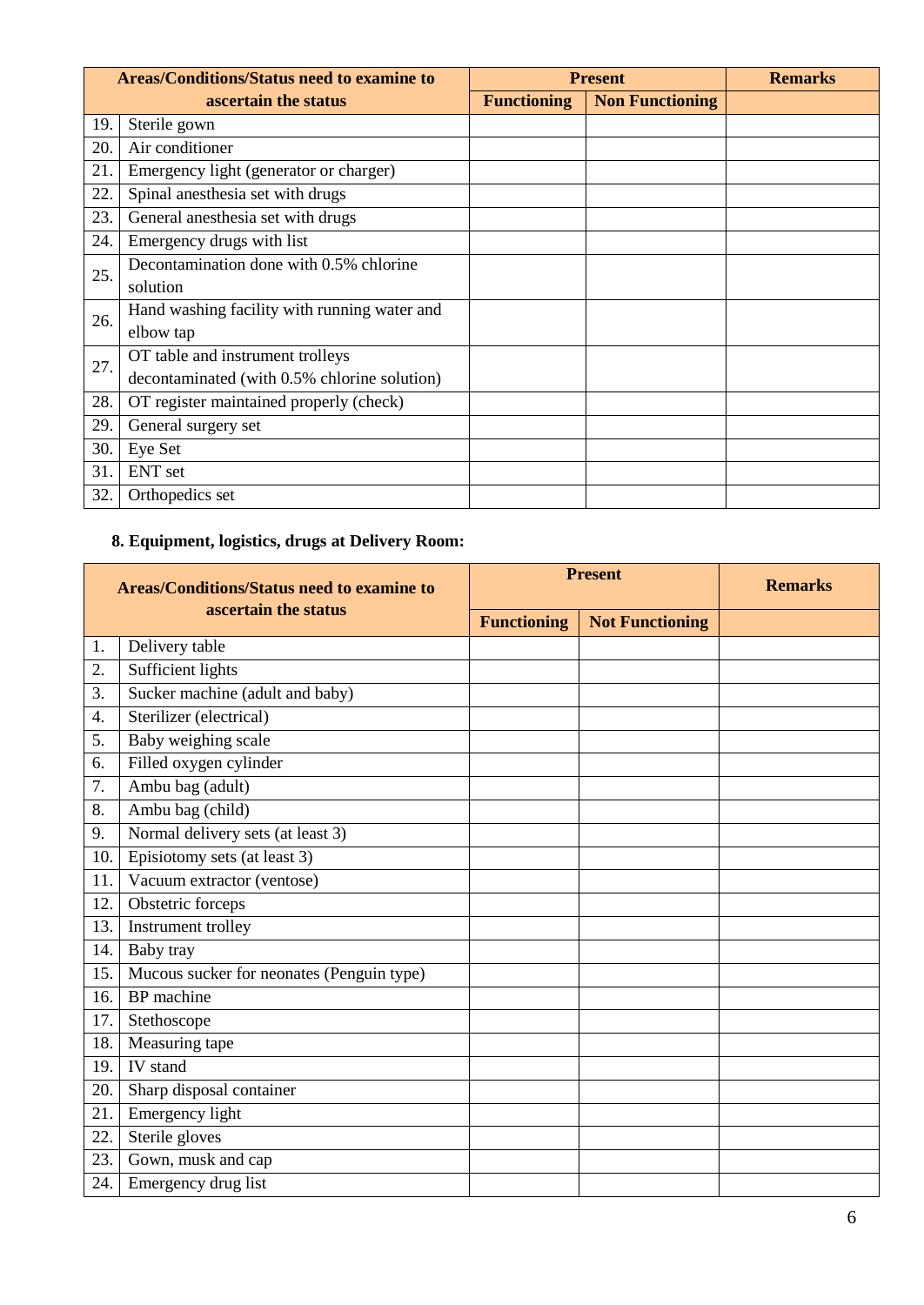| Areas/Conditions/Status need to examine to ascertain the status | | Present | | Remarks |
|---|---|---|---|---|
| | | Functioning | Non Functioning | |
| 19. | Sterile gown | | | |
| 20. | Air conditioner | | | |
| 21. | Emergency light (generator or charger) | | | |
| 22. | Spinal anesthesia set with drugs | | | |
| 23. | General anesthesia set with drugs | | | |
| 24. | Emergency drugs with list | | | |
| 25. | Decontamination done with 0.5% chlorine solution | | | |
| 26. | Hand washing facility with running water and elbow tap | | | |
| 27. | OT table and instrument trolleys decontaminated (with 0.5% chlorine solution) | | | |
| 28. | OT register maintained properly (check) | | | |
| 29. | General surgery set | | | |
| 30. | Eye Set | | | |
| 31. | ENT set | | | |
| 32. | Orthopedics set | | | |

### 8. Equipment, logistics, drugs at Delivery Room:

| Areas/Conditions/Status need to examine to ascertain the status | | Present | | Remarks |
|---|---|---|---|---|
| | | Functioning | Not Functioning | |
| 1. | Delivery table | | | |
| 2. | Sufficient lights | | | |
| 3. | Sucker machine (adult and baby) | | | |
| 4. | Sterilizer (electrical) | | | |
| 5. | Baby weighing scale | | | |
| 6. | Filled oxygen cylinder | | | |
| 7. | Ambu bag (adult) | | | |
| 8. | Ambu bag (child) | | | |
| 9. | Normal delivery sets (at least 3) | | | |
| 10. | Episiotomy sets (at least 3) | | | |
| 11. | Vacuum extractor (ventose) | | | |
| 12. | Obstetric forceps | | | |
| 13. | Instrument trolley | | | |
| 14. | Baby tray | | | |
| 15. | Mucous sucker for neonates (Penguin type) | | | |
| 16. | BP machine | | | |
| 17. | Stethoscope | | | |
| 18. | Measuring tape | | | |
| 19. | IV stand | | | |
| 20. | Sharp disposal container | | | |
| 21. | Emergency light | | | |
| 22. | Sterile gloves | | | |
| 23. | Gown, musk and cap | | | |
| 24. | Emergency drug list | | | |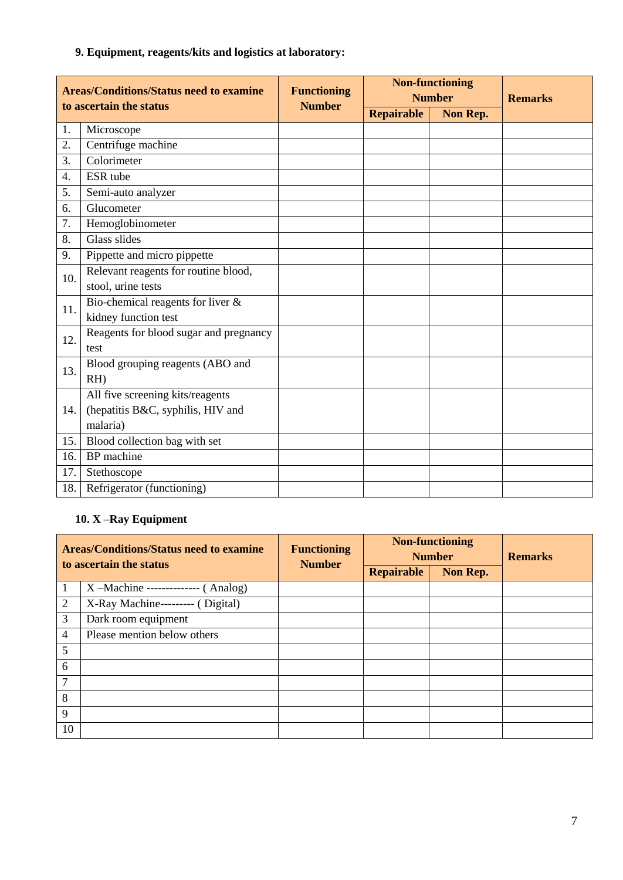### 9. Equipment, reagents/kits and logistics at laboratory:

| Areas/Conditions/Status need to examine to ascertain the status | | Functioning Number | Non-functioning Number | | Remarks |
|---|---|---|---|---|---|
| | | | Repairable | Non Rep. | |
| 1. | Microscope | | | | |
| 2. | Centrifuge machine | | | | |
| 3. | Colorimeter | | | | |
| 4. | ESR tube | | | | |
| 5. | Semi-auto analyzer | | | | |
| 6. | Glucometer | | | | |
| 7. | Hemoglobinometer | | | | |
| 8. | Glass slides | | | | |
| 9. | Pippette and micro pippette | | | | |
| 10. | Relevant reagents for routine blood, stool, urine tests | | | | |
| 11. | Bio-chemical reagents for liver & kidney function test | | | | |
| 12. | Reagents for blood sugar and pregnancy test | | | | |
| 13. | Blood grouping reagents (ABO and RH) | | | | |
| 14. | All five screening kits/reagents (hepatitis B&C, syphilis, HIV and malaria) | | | | |
| 15. | Blood collection bag with set | | | | |
| 16. | BP machine | | | | |
| 17. | Stethoscope | | | | |
| 18. | Refrigerator (functioning) | | | | |

### 10. X –Ray Equipment

| Areas/Conditions/Status need to examine to ascertain the status | | Functioning Number | Non-functioning Number | | Remarks |
|---|---|---|---|---|---|
| | | | Repairable | Non Rep. | |
| 1 | X –Machine -------------- ( Analog) | | | | |
| 2 | X-Ray Machine--------- ( Digital) | | | | |
| 3 | Dark room equipment | | | | |
| 4 | Please mention below others | | | | |
| 5 | | | | | |
| 6 | | | | | |
| 7 | | | | | |
| 8 | | | | | |
| 9 | | | | | |
| 10 | | | | | |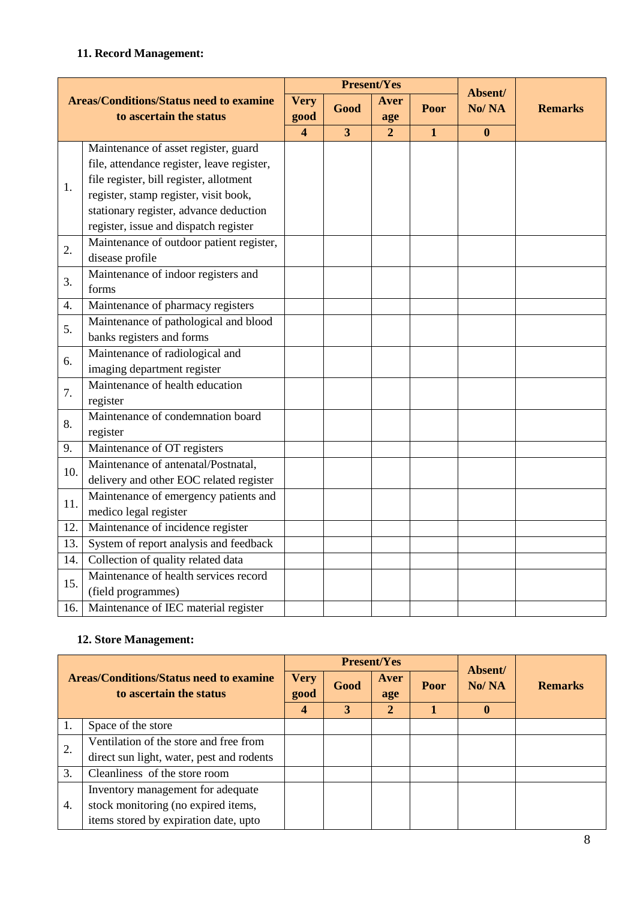### 11. Record Management:

| | Areas/Conditions/Status need to examine to ascertain the status | Present/Yes | | | | Absent/ No/ NA | Remarks |
|---|---|---|---|---|---|---|---|
| | | Very good | Good | Average | Poor | | |
| | | 4 | 3 | 2 | 1 | 0 | |
| 1. | Maintenance of asset register, guard file, attendance register, leave register, file register, bill register, allotment register, stamp register, visit book, stationary register, advance deduction register, issue and dispatch register | | | | | | |
| 2. | Maintenance of outdoor patient register, disease profile | | | | | | |
| 3. | Maintenance of indoor registers and forms | | | | | | |
| 4. | Maintenance of pharmacy registers | | | | | | |
| 5. | Maintenance of pathological and blood banks registers and forms | | | | | | |
| 6. | Maintenance of radiological and imaging department register | | | | | | |
| 7. | Maintenance of health education register | | | | | | |
| 8. | Maintenance of condemnation board register | | | | | | |
| 9. | Maintenance of OT registers | | | | | | |
| 10. | Maintenance of antenatal/Postnatal, delivery and other EOC related register | | | | | | |
| 11. | Maintenance of emergency patients and medico legal register | | | | | | |
| 12. | Maintenance of incidence register | | | | | | |
| 13. | System of report analysis and feedback | | | | | | |
| 14. | Collection of quality related data | | | | | | |
| 15. | Maintenance of health services record (field programmes) | | | | | | |
| 16. | Maintenance of IEC material register | | | | | | |

### 12. Store Management:

| | Areas/Conditions/Status need to examine to ascertain the status | Present/Yes | | | | Absent/ No/ NA | Remarks |
|---|---|---|---|---|---|---|---|
| | | Very good | Good | Average | Poor | | |
| | | 4 | 3 | 2 | 1 | 0 | |
| 1. | Space of the store | | | | | | |
| 2. | Ventilation of the store and free from direct sun light, water, pest and rodents | | | | | | |
| 3. | Cleanliness of the store room | | | | | | |
| 4. | Inventory management for adequate stock monitoring (no expired items, items stored by expiration date, upto | | | | | | |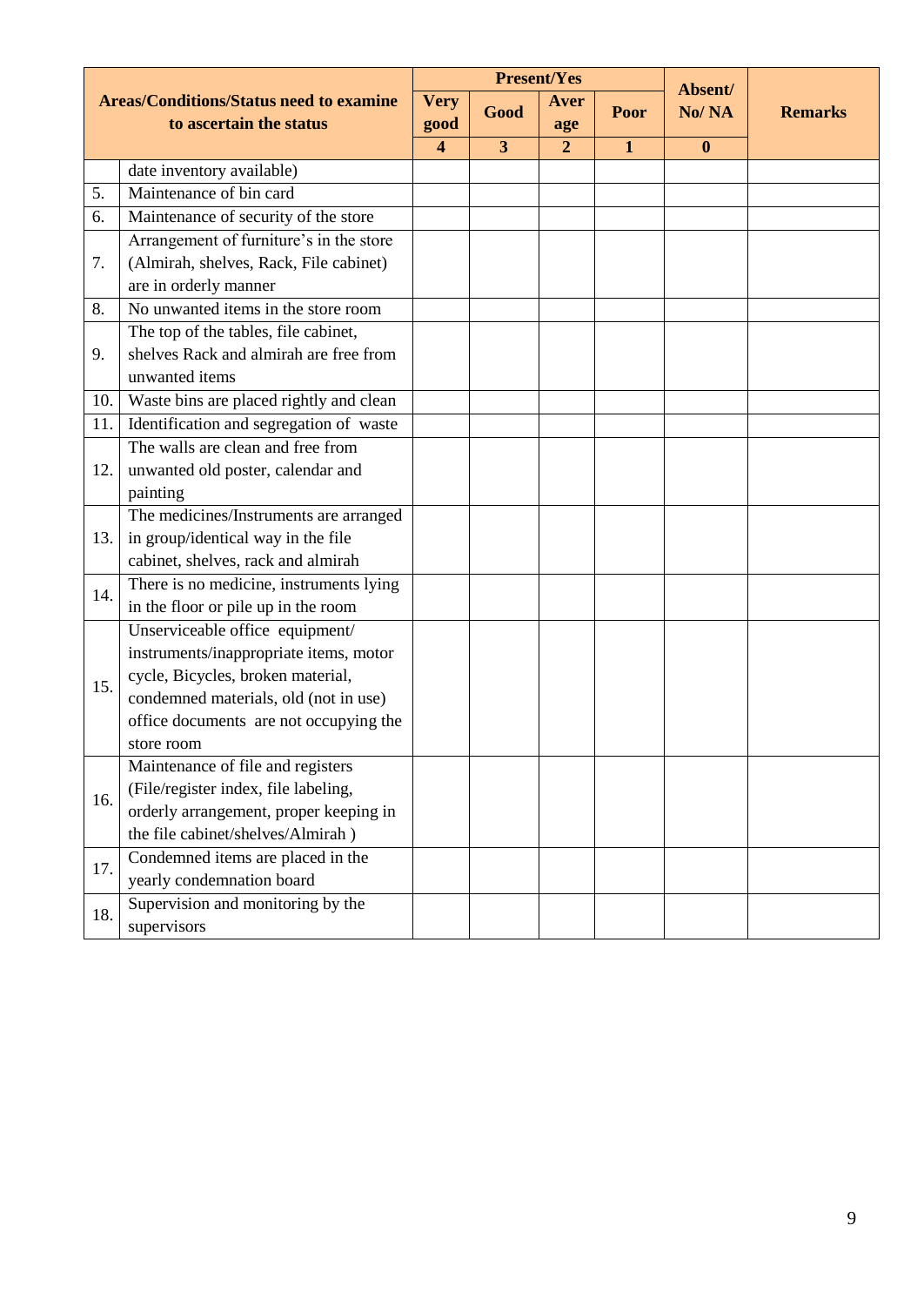| Areas/Conditions/Status need to examine to ascertain the status | | Present/Yes | | | | Absent/ No/ NA | Remarks |
|---|---|---|---|---|---|---|---|
| | | Very good | Good | Average | Poor | | |
| | | 4 | 3 | 2 | 1 | 0 | |
| | date inventory available) | | | | | | |
| 5. | Maintenance of bin card | | | | | | |
| 6. | Maintenance of security of the store | | | | | | |
| 7. | Arrangement of furniture's in the store (Almirah, shelves, Rack, File cabinet) are in orderly manner | | | | | | |
| 8. | No unwanted items in the store room | | | | | | |
| 9. | The top of the tables, file cabinet, shelves Rack and almirah are free from unwanted items | | | | | | |
| 10. | Waste bins are placed rightly and clean | | | | | | |
| 11. | Identification and segregation of waste | | | | | | |
| 12. | The walls are clean and free from unwanted old poster, calendar and painting | | | | | | |
| 13. | The medicines/Instruments are arranged in group/identical way in the file cabinet, shelves, rack and almirah | | | | | | |
| 14. | There is no medicine, instruments lying in the floor or pile up in the room | | | | | | |
| 15. | Unserviceable office equipment/ instruments/inappropriate items, motor cycle, Bicycles, broken material, condemned materials, old (not in use) office documents are not occupying the store room | | | | | | |
| 16. | Maintenance of file and registers (File/register index, file labeling, orderly arrangement, proper keeping in the file cabinet/shelves/Almirah ) | | | | | | |
| 17. | Condemned items are placed in the yearly condemnation board | | | | | | |
| 18. | Supervision and monitoring by the supervisors | | | | | | |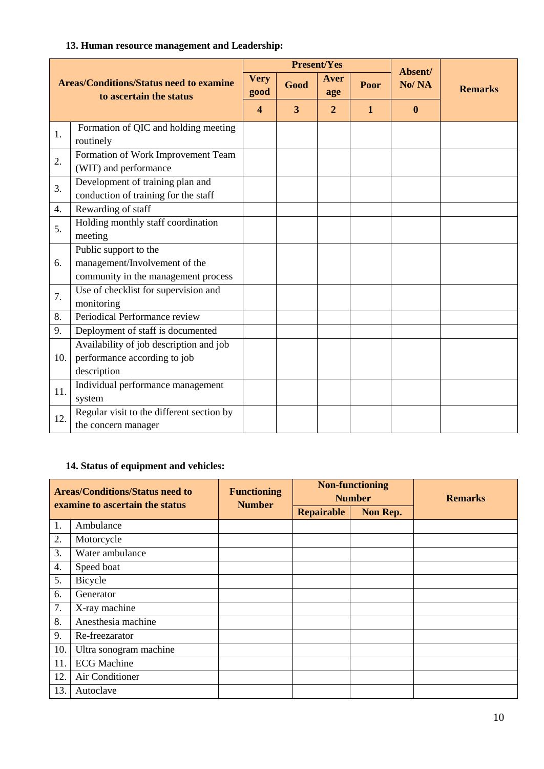### 13. Human resource management and Leadership:

| | Areas/Conditions/Status need to examine to ascertain the status | Present/Yes | | | | Absent/ No/ NA | Remarks |
|---|---|---|---|---|---|---|---|
| | | Very good | Good | Aver age | Poor | | |
| | | 4 | 3 | 2 | 1 | 0 | |
| 1. | Formation of QIC and holding meeting routinely | | | | | | |
| 2. | Formation of Work Improvement Team (WIT) and performance | | | | | | |
| 3. | Development of training plan and conduction of training for the staff | | | | | | |
| 4. | Rewarding of staff | | | | | | |
| 5. | Holding monthly staff coordination meeting | | | | | | |
| 6. | Public support to the management/Involvement of the community in the management process | | | | | | |
| 7. | Use of checklist for supervision and monitoring | | | | | | |
| 8. | Periodical Performance review | | | | | | |
| 9. | Deployment of staff is documented | | | | | | |
| 10. | Availability of job description and job performance according to job description | | | | | | |
| 11. | Individual performance management system | | | | | | |
| 12. | Regular visit to the different section by the concern manager | | | | | | |

### 14. Status of equipment and vehicles:

| | Areas/Conditions/Status need to examine to ascertain the status | Functioning Number | Non-functioning Number | | Remarks |
|---|---|---|---|---|---|
| | | | Repairable | Non Rep. | |
| 1. | Ambulance | | | | |
| 2. | Motorcycle | | | | |
| 3. | Water ambulance | | | | |
| 4. | Speed boat | | | | |
| 5. | Bicycle | | | | |
| 6. | Generator | | | | |
| 7. | X-ray machine | | | | |
| 8. | Anesthesia machine | | | | |
| 9. | Re-freezarator | | | | |
| 10. | Ultra sonogram machine | | | | |
| 11. | ECG Machine | | | | |
| 12. | Air Conditioner | | | | |
| 13. | Autoclave | | | | |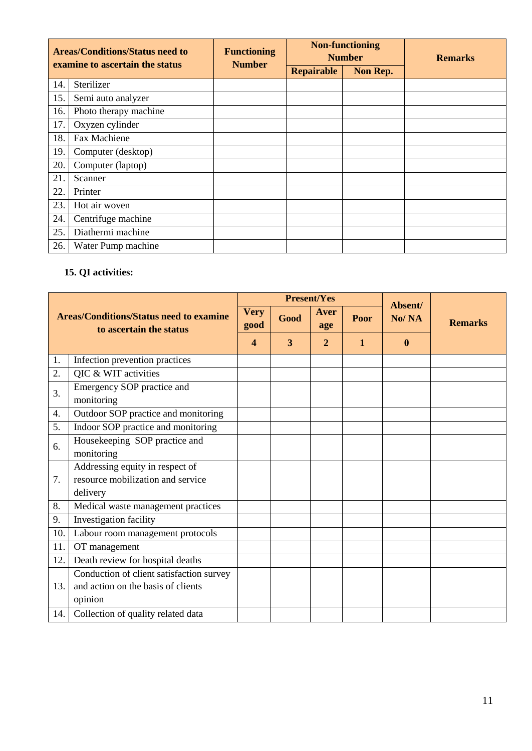| Areas/Conditions/Status need to examine to ascertain the status | | Functioning Number | Non-functioning Number | | Remarks |
|---|---|---|---|---|---|
| | | | Repairable | Non Rep. | |
| 14. | Sterilizer | | | | |
| 15. | Semi auto analyzer | | | | |
| 16. | Photo therapy machine | | | | |
| 17. | Oxyzen cylinder | | | | |
| 18. | Fax Machiene | | | | |
| 19. | Computer (desktop) | | | | |
| 20. | Computer (laptop) | | | | |
| 21. | Scanner | | | | |
| 22. | Printer | | | | |
| 23. | Hot air woven | | | | |
| 24. | Centrifuge machine | | | | |
| 25. | Diathermi machine | | | | |
| 26. | Water Pump machine | | | | |

**15. QI activities:**

| Areas/Conditions/Status need to examine to ascertain the status | | Present/Yes | | | | Absent/ No/ NA | Remarks |
|---|---|---|---|---|---|---|---|
| | | Very good | Good | Aver age | Poor | | |
| | | 4 | 3 | 2 | 1 | 0 | |
| 1. | Infection prevention practices | | | | | | |
| 2. | QIC & WIT activities | | | | | | |
| 3. | Emergency SOP practice and monitoring | | | | | | |
| 4. | Outdoor SOP practice and monitoring | | | | | | |
| 5. | Indoor SOP practice and monitoring | | | | | | |
| 6. | Housekeeping SOP practice and monitoring | | | | | | |
| 7. | Addressing equity in respect of resource mobilization and service delivery | | | | | | |
| 8. | Medical waste management practices | | | | | | |
| 9. | Investigation facility | | | | | | |
| 10. | Labour room management protocols | | | | | | |
| 11. | OT management | | | | | | |
| 12. | Death review for hospital deaths | | | | | | |
| 13. | Conduction of client satisfaction survey and action on the basis of clients opinion | | | | | | |
| 14. | Collection of quality related data | | | | | | |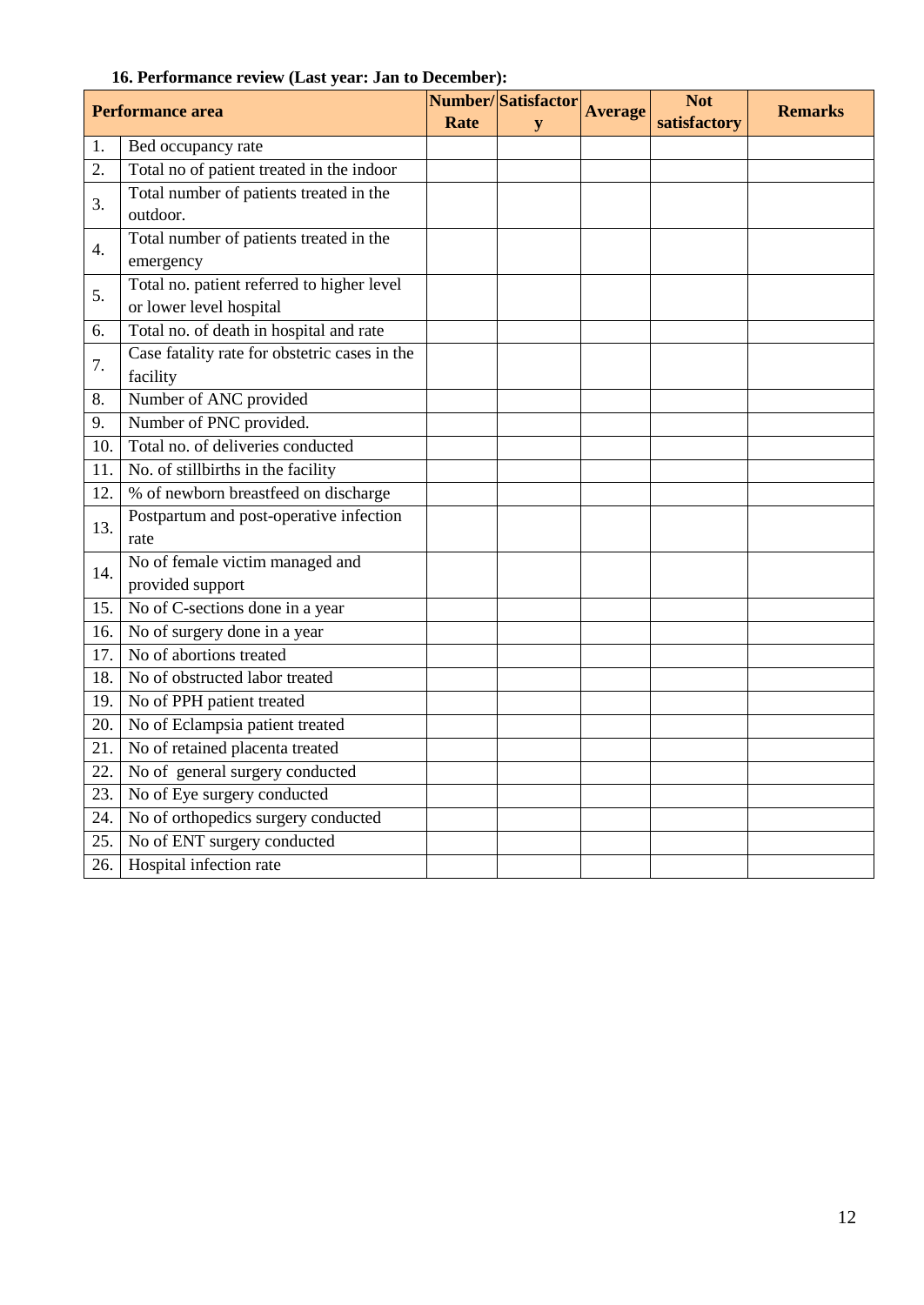**16. Performance review (Last year: Jan to December):**

| Performance area | | Number/ Rate | Satisfactory | Average | Not satisfactory | Remarks |
|---|---|---|---|---|---|---|
| 1. | Bed occupancy rate | | | | | |
| 2. | Total no of patient treated in the indoor | | | | | |
| 3. | Total number of patients treated in the outdoor. | | | | | |
| 4. | Total number of patients treated in the emergency | | | | | |
| 5. | Total no. patient referred to higher level or lower level hospital | | | | | |
| 6. | Total no. of death in hospital and rate | | | | | |
| 7. | Case fatality rate for obstetric cases in the facility | | | | | |
| 8. | Number of ANC provided | | | | | |
| 9. | Number of PNC provided. | | | | | |
| 10. | Total no. of deliveries conducted | | | | | |
| 11. | No. of stillbirths in the facility | | | | | |
| 12. | % of newborn breastfeed on discharge | | | | | |
| 13. | Postpartum and post-operative infection rate | | | | | |
| 14. | No of female victim managed and provided support | | | | | |
| 15. | No of C-sections done in a year | | | | | |
| 16. | No of surgery done in a year | | | | | |
| 17. | No of abortions treated | | | | | |
| 18. | No of obstructed labor treated | | | | | |
| 19. | No of PPH patient treated | | | | | |
| 20. | No of Eclampsia patient treated | | | | | |
| 21. | No of retained placenta treated | | | | | |
| 22. | No of general surgery conducted | | | | | |
| 23. | No of Eye surgery conducted | | | | | |
| 24. | No of orthopedics surgery conducted | | | | | |
| 25. | No of ENT surgery conducted | | | | | |
| 26. | Hospital infection rate | | | | | |